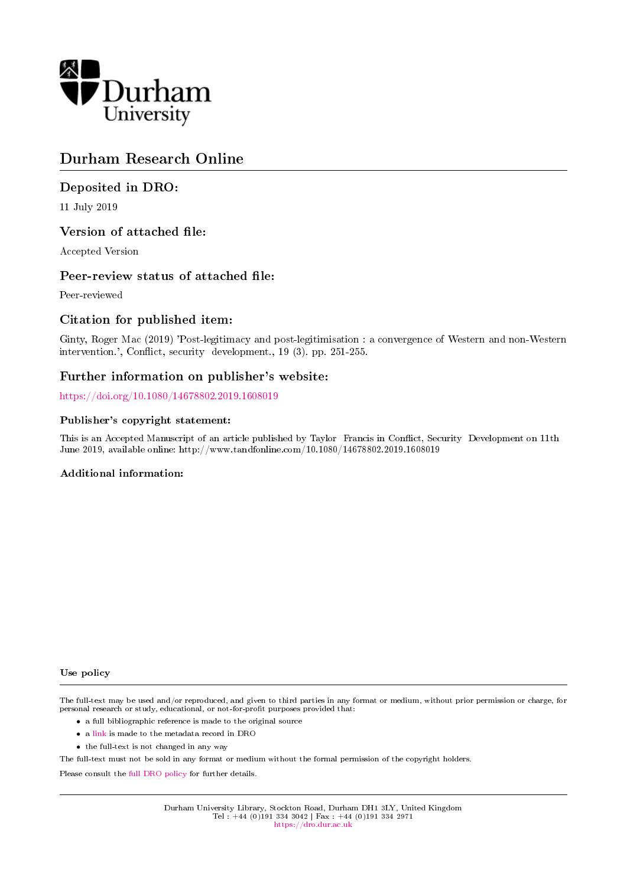Durham University

# Durham Research Online

## Deposited in DRO:

11 July 2019

## Version of attached file:

Accepted Version

## Peer-review status of attached file:

Peer-reviewed

## Citation for published item:

Ginty, Roger Mac (2019) 'Post-legitimacy and post-legitimisation : a convergence of Western and non-Western intervention.', Conflict, security development., 19 (3). pp. 251-255.

## Further information on publisher's website:

https://doi.org/10.1080/14678802.2019.1608019

### Publisher's copyright statement:

This is an Accepted Manuscript of an article published by Taylor Francis in Conflict, Security Development on 11th June 2019, available online: http://www.tandfonline.com/10.1080/14678802.2019.1608019

### Additional information:

#### Use policy

The full-text may be used and/or reproduced, and given to third parties in any format or medium, without prior permission or charge, for personal research or study, educational, or not-for-profit purposes provided that:

- a full bibliographic reference is made to the original source
- a link is made to the metadata record in DRO
- the full-text is not changed in any way

The full-text must not be sold in any format or medium without the formal permission of the copyright holders.

Please consult the full DRO policy for further details.

Durham University Library, Stockton Road, Durham DH1 3LY, United Kingdom
Tel : +44 (0)191 334 3042 | Fax : +44 (0)191 334 2971
https://dro.dur.ac.uk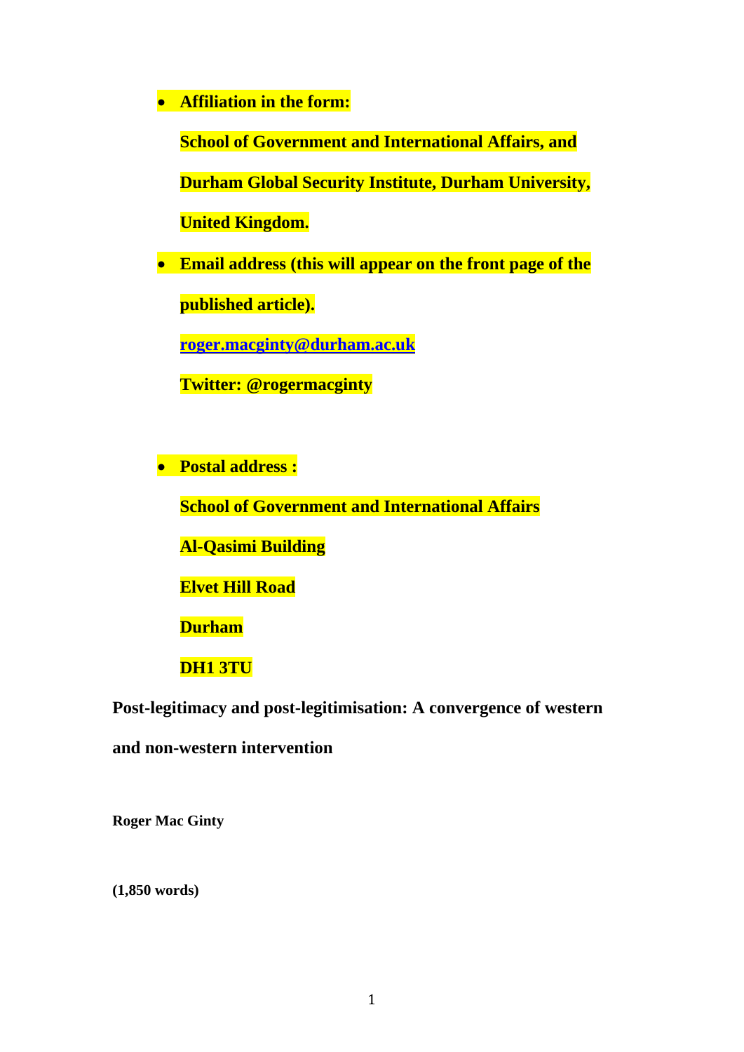- **Affiliation in the form:**

  **School of Government and International Affairs, and Durham Global Security Institute, Durham University, United Kingdom.**

- **Email address (this will appear on the front page of the published article).**

  **roger.macginty@durham.ac.uk**

  **Twitter: @rogermacginty**

- **Postal address :**

  **School of Government and International Affairs**

  **Al-Qasimi Building**

  **Elvet Hill Road**

  **Durham**

  **DH1 3TU**

# Post-legitimacy and post-legitimisation: A convergence of western and non-western intervention

**Roger Mac Ginty**

**(1,850 words)**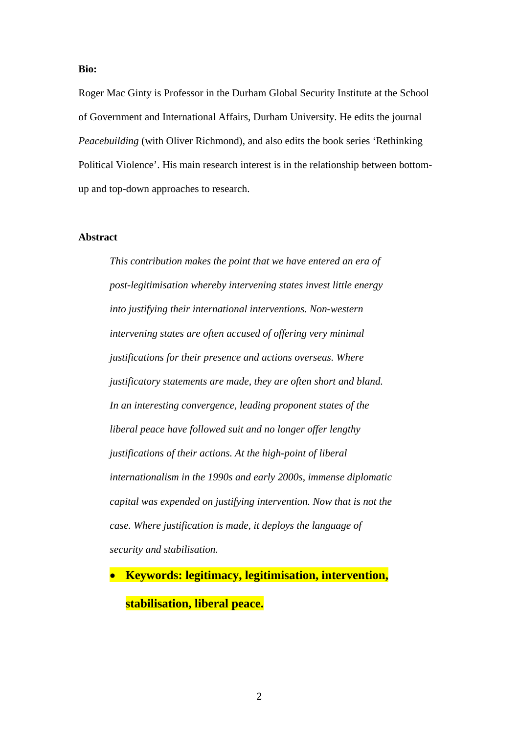**Bio:**

Roger Mac Ginty is Professor in the Durham Global Security Institute at the School of Government and International Affairs, Durham University. He edits the journal *Peacebuilding* (with Oliver Richmond), and also edits the book series 'Rethinking Political Violence'. His main research interest is in the relationship between bottom-up and top-down approaches to research.

**Abstract**

> *This contribution makes the point that we have entered an era of post-legitimisation whereby intervening states invest little energy into justifying their international interventions. Non-western intervening states are often accused of offering very minimal justifications for their presence and actions overseas. Where justificatory statements are made, they are often short and bland. In an interesting convergence, leading proponent states of the liberal peace have followed suit and no longer offer lengthy justifications of their actions. At the high-point of liberal internationalism in the 1990s and early 2000s, immense diplomatic capital was expended on justifying intervention. Now that is not the case. Where justification is made, it deploys the language of security and stabilisation.*

- **Keywords: legitimacy, legitimisation, intervention, stabilisation, liberal peace.**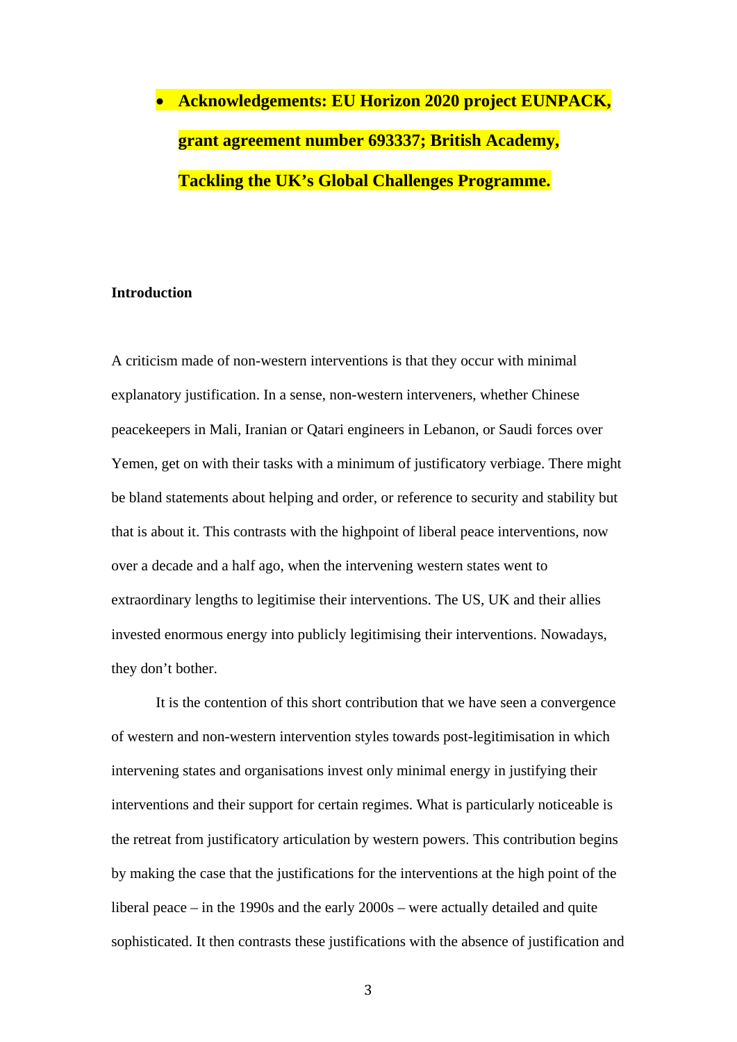- **Acknowledgements: EU Horizon 2020 project EUNPACK, grant agreement number 693337; British Academy, Tackling the UK's Global Challenges Programme.**

## Introduction

A criticism made of non-western interventions is that they occur with minimal explanatory justification. In a sense, non-western interveners, whether Chinese peacekeepers in Mali, Iranian or Qatari engineers in Lebanon, or Saudi forces over Yemen, get on with their tasks with a minimum of justificatory verbiage. There might be bland statements about helping and order, or reference to security and stability but that is about it. This contrasts with the highpoint of liberal peace interventions, now over a decade and a half ago, when the intervening western states went to extraordinary lengths to legitimise their interventions. The US, UK and their allies invested enormous energy into publicly legitimising their interventions. Nowadays, they don't bother.

It is the contention of this short contribution that we have seen a convergence of western and non-western intervention styles towards post-legitimisation in which intervening states and organisations invest only minimal energy in justifying their interventions and their support for certain regimes. What is particularly noticeable is the retreat from justificatory articulation by western powers. This contribution begins by making the case that the justifications for the interventions at the high point of the liberal peace – in the 1990s and the early 2000s – were actually detailed and quite sophisticated. It then contrasts these justifications with the absence of justification and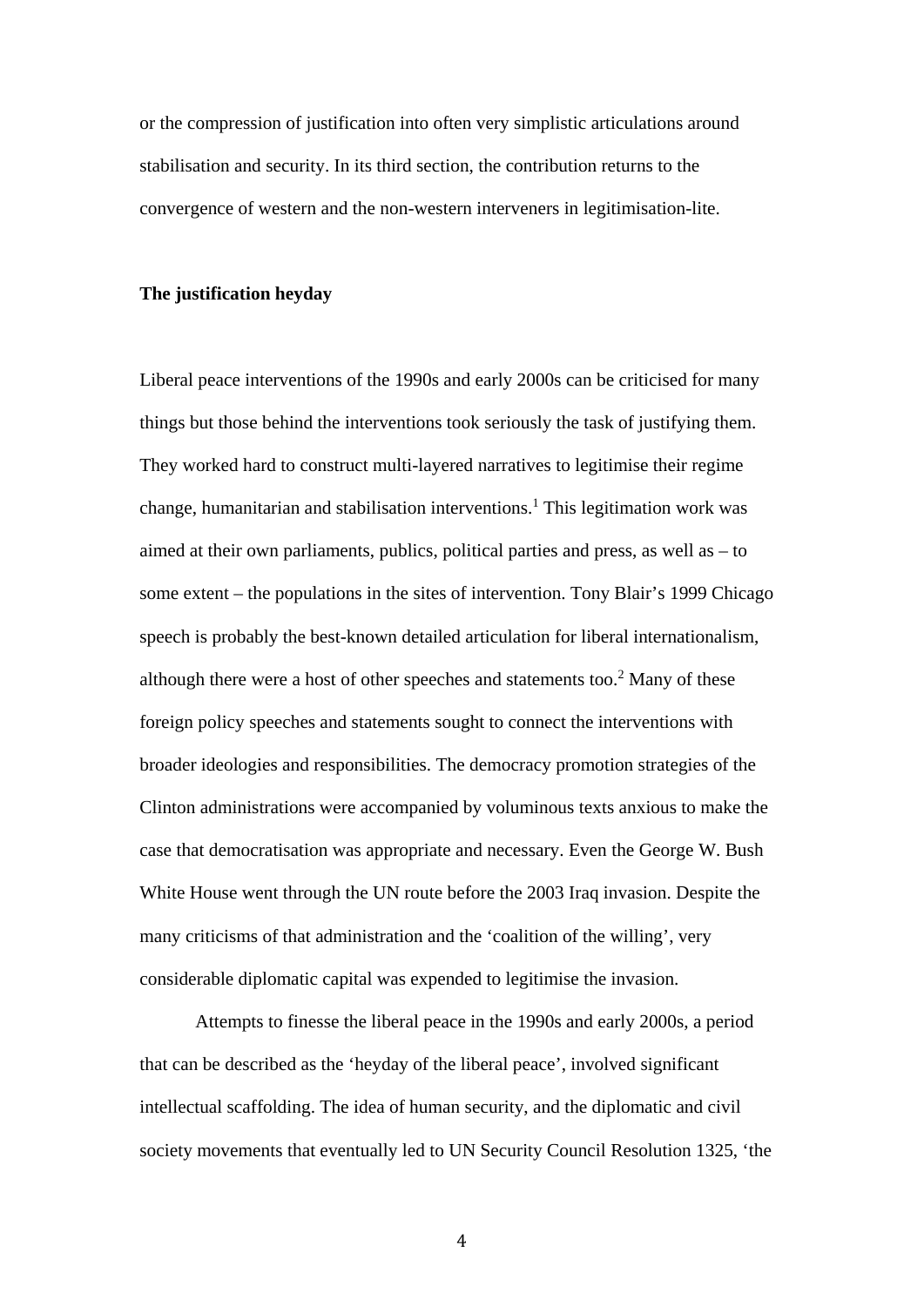or the compression of justification into often very simplistic articulations around stabilisation and security. In its third section, the contribution returns to the convergence of western and the non-western interveners in legitimisation-lite.

**The justification heyday**

Liberal peace interventions of the 1990s and early 2000s can be criticised for many things but those behind the interventions took seriously the task of justifying them. They worked hard to construct multi-layered narratives to legitimise their regime change, humanitarian and stabilisation interventions.[1] This legitimation work was aimed at their own parliaments, publics, political parties and press, as well as – to some extent – the populations in the sites of intervention. Tony Blair's 1999 Chicago speech is probably the best-known detailed articulation for liberal internationalism, although there were a host of other speeches and statements too.[2] Many of these foreign policy speeches and statements sought to connect the interventions with broader ideologies and responsibilities. The democracy promotion strategies of the Clinton administrations were accompanied by voluminous texts anxious to make the case that democratisation was appropriate and necessary. Even the George W. Bush White House went through the UN route before the 2003 Iraq invasion. Despite the many criticisms of that administration and the 'coalition of the willing', very considerable diplomatic capital was expended to legitimise the invasion.

Attempts to finesse the liberal peace in the 1990s and early 2000s, a period that can be described as the 'heyday of the liberal peace', involved significant intellectual scaffolding. The idea of human security, and the diplomatic and civil society movements that eventually led to UN Security Council Resolution 1325, 'the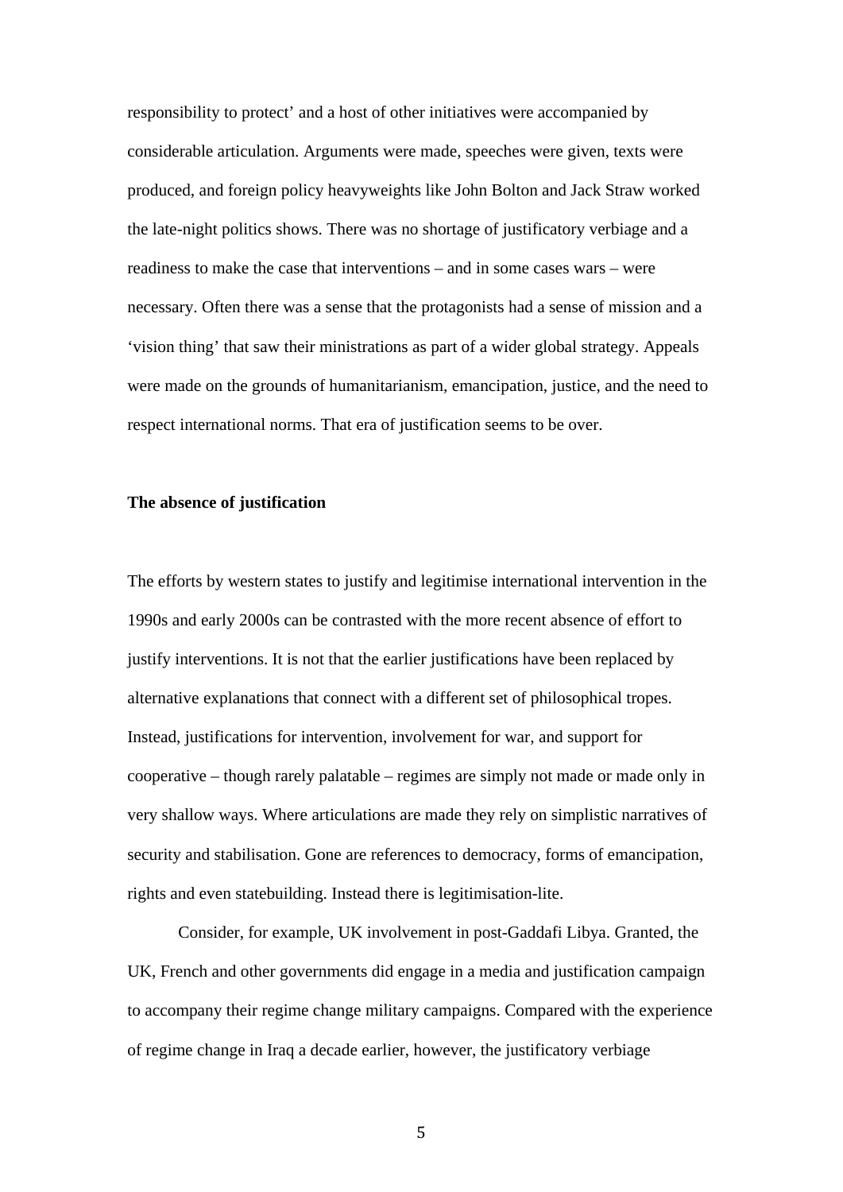responsibility to protect' and a host of other initiatives were accompanied by considerable articulation. Arguments were made, speeches were given, texts were produced, and foreign policy heavyweights like John Bolton and Jack Straw worked the late-night politics shows. There was no shortage of justificatory verbiage and a readiness to make the case that interventions – and in some cases wars – were necessary. Often there was a sense that the protagonists had a sense of mission and a 'vision thing' that saw their ministrations as part of a wider global strategy. Appeals were made on the grounds of humanitarianism, emancipation, justice, and the need to respect international norms. That era of justification seems to be over.

**The absence of justification**

The efforts by western states to justify and legitimise international intervention in the 1990s and early 2000s can be contrasted with the more recent absence of effort to justify interventions. It is not that the earlier justifications have been replaced by alternative explanations that connect with a different set of philosophical tropes. Instead, justifications for intervention, involvement for war, and support for cooperative – though rarely palatable – regimes are simply not made or made only in very shallow ways. Where articulations are made they rely on simplistic narratives of security and stabilisation. Gone are references to democracy, forms of emancipation, rights and even statebuilding. Instead there is legitimisation-lite.

Consider, for example, UK involvement in post-Gaddafi Libya. Granted, the UK, French and other governments did engage in a media and justification campaign to accompany their regime change military campaigns. Compared with the experience of regime change in Iraq a decade earlier, however, the justificatory verbiage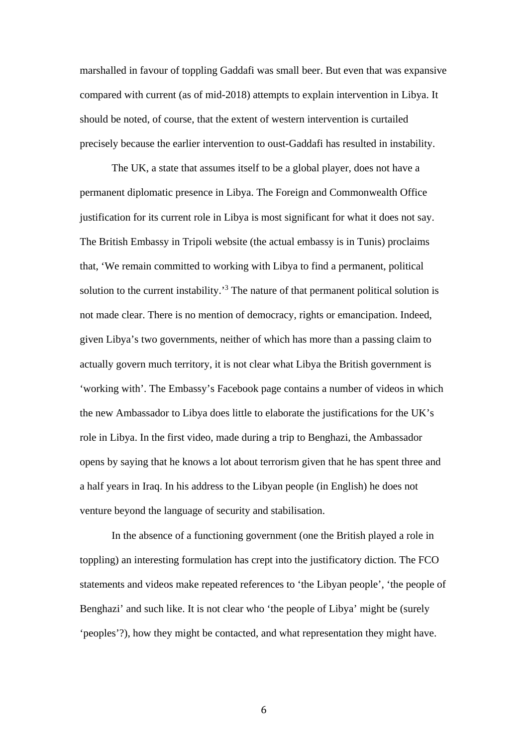marshalled in favour of toppling Gaddafi was small beer. But even that was expansive compared with current (as of mid-2018) attempts to explain intervention in Libya. It should be noted, of course, that the extent of western intervention is curtailed precisely because the earlier intervention to oust-Gaddafi has resulted in instability.

The UK, a state that assumes itself to be a global player, does not have a permanent diplomatic presence in Libya. The Foreign and Commonwealth Office justification for its current role in Libya is most significant for what it does not say. The British Embassy in Tripoli website (the actual embassy is in Tunis) proclaims that, 'We remain committed to working with Libya to find a permanent, political solution to the current instability.'[3] The nature of that permanent political solution is not made clear. There is no mention of democracy, rights or emancipation. Indeed, given Libya's two governments, neither of which has more than a passing claim to actually govern much territory, it is not clear what Libya the British government is 'working with'. The Embassy's Facebook page contains a number of videos in which the new Ambassador to Libya does little to elaborate the justifications for the UK's role in Libya. In the first video, made during a trip to Benghazi, the Ambassador opens by saying that he knows a lot about terrorism given that he has spent three and a half years in Iraq. In his address to the Libyan people (in English) he does not venture beyond the language of security and stabilisation.

In the absence of a functioning government (one the British played a role in toppling) an interesting formulation has crept into the justificatory diction. The FCO statements and videos make repeated references to 'the Libyan people', 'the people of Benghazi' and such like. It is not clear who 'the people of Libya' might be (surely 'peoples'?), how they might be contacted, and what representation they might have.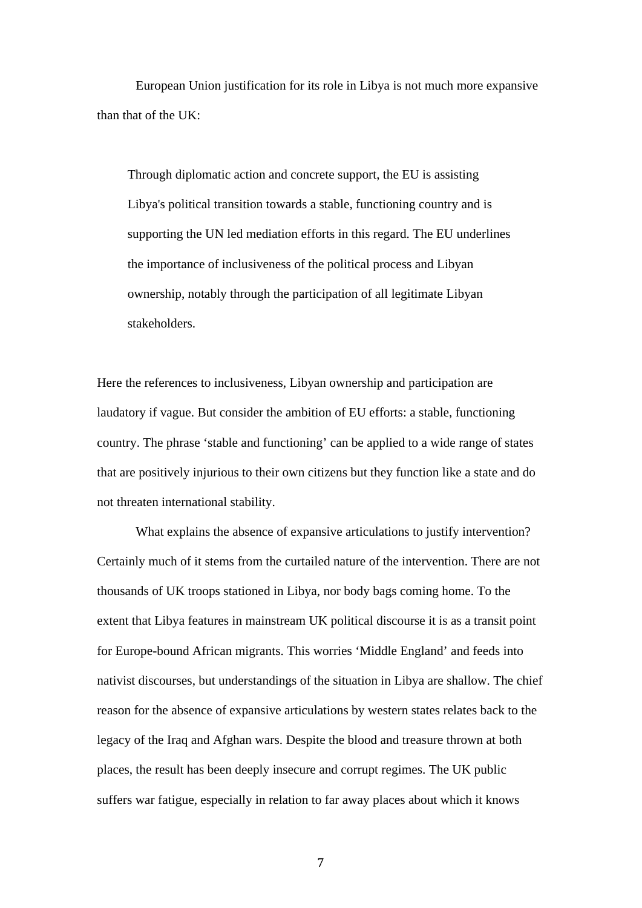European Union justification for its role in Libya is not much more expansive than that of the UK:

> Through diplomatic action and concrete support, the EU is assisting Libya's political transition towards a stable, functioning country and is supporting the UN led mediation efforts in this regard. The EU underlines the importance of inclusiveness of the political process and Libyan ownership, notably through the participation of all legitimate Libyan stakeholders.

Here the references to inclusiveness, Libyan ownership and participation are laudatory if vague. But consider the ambition of EU efforts: a stable, functioning country. The phrase 'stable and functioning' can be applied to a wide range of states that are positively injurious to their own citizens but they function like a state and do not threaten international stability.

What explains the absence of expansive articulations to justify intervention? Certainly much of it stems from the curtailed nature of the intervention. There are not thousands of UK troops stationed in Libya, nor body bags coming home. To the extent that Libya features in mainstream UK political discourse it is as a transit point for Europe-bound African migrants. This worries 'Middle England' and feeds into nativist discourses, but understandings of the situation in Libya are shallow. The chief reason for the absence of expansive articulations by western states relates back to the legacy of the Iraq and Afghan wars. Despite the blood and treasure thrown at both places, the result has been deeply insecure and corrupt regimes. The UK public suffers war fatigue, especially in relation to far away places about which it knows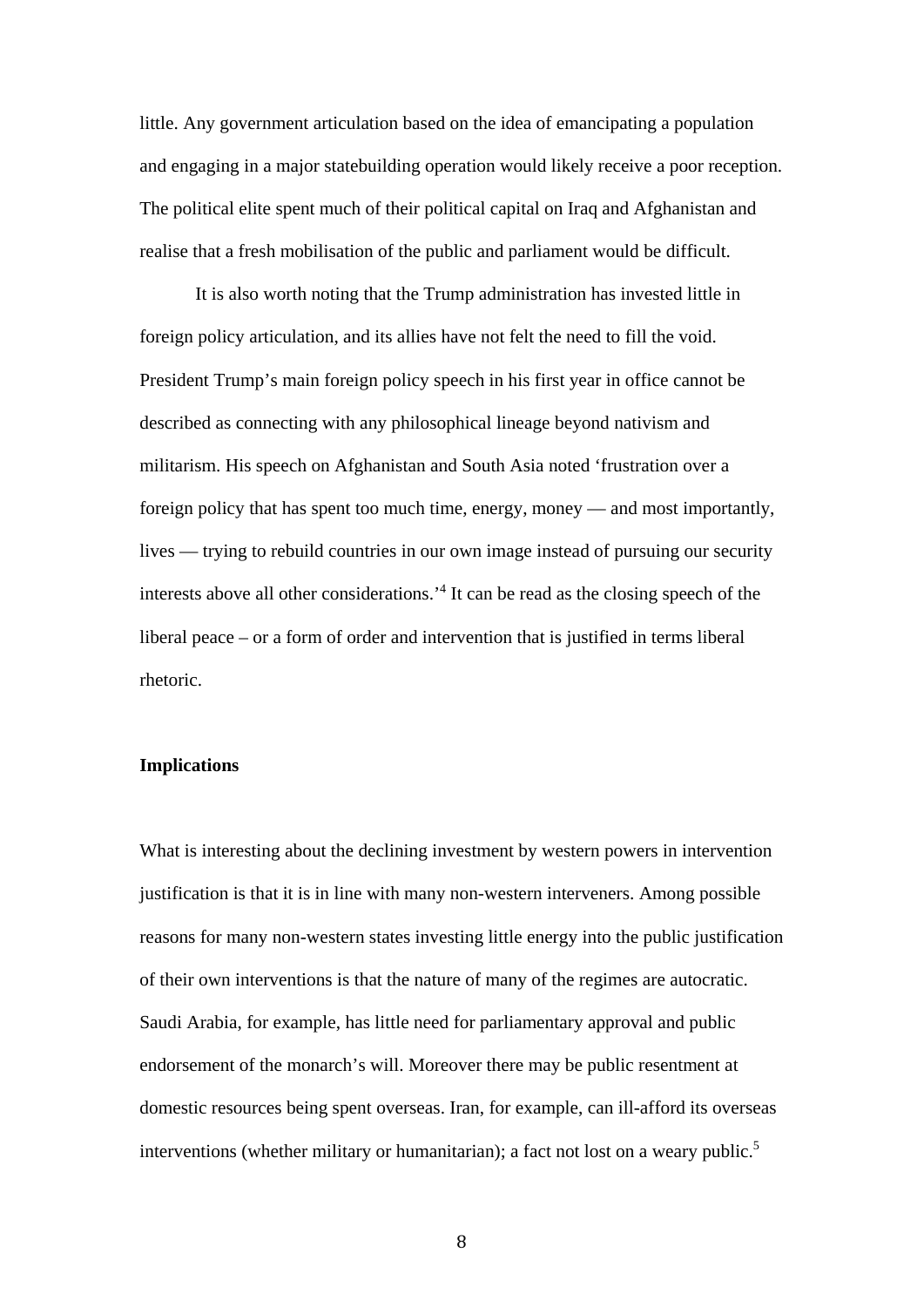little. Any government articulation based on the idea of emancipating a population and engaging in a major statebuilding operation would likely receive a poor reception. The political elite spent much of their political capital on Iraq and Afghanistan and realise that a fresh mobilisation of the public and parliament would be difficult.

It is also worth noting that the Trump administration has invested little in foreign policy articulation, and its allies have not felt the need to fill the void. President Trump's main foreign policy speech in his first year in office cannot be described as connecting with any philosophical lineage beyond nativism and militarism. His speech on Afghanistan and South Asia noted 'frustration over a foreign policy that has spent too much time, energy, money — and most importantly, lives — trying to rebuild countries in our own image instead of pursuing our security interests above all other considerations.'[4] It can be read as the closing speech of the liberal peace – or a form of order and intervention that is justified in terms liberal rhetoric.

## Implications

What is interesting about the declining investment by western powers in intervention justification is that it is in line with many non-western interveners. Among possible reasons for many non-western states investing little energy into the public justification of their own interventions is that the nature of many of the regimes are autocratic. Saudi Arabia, for example, has little need for parliamentary approval and public endorsement of the monarch's will. Moreover there may be public resentment at domestic resources being spent overseas. Iran, for example, can ill-afford its overseas interventions (whether military or humanitarian); a fact not lost on a weary public.[5]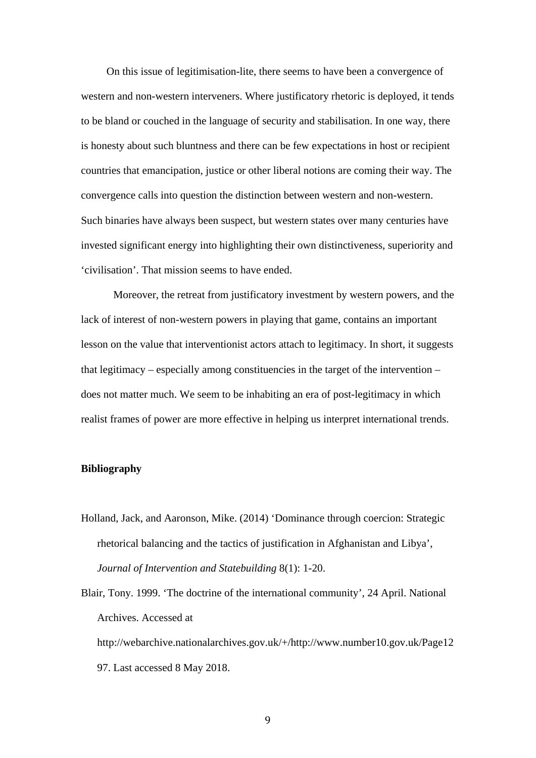On this issue of legitimisation-lite, there seems to have been a convergence of western and non-western interveners. Where justificatory rhetoric is deployed, it tends to be bland or couched in the language of security and stabilisation. In one way, there is honesty about such bluntness and there can be few expectations in host or recipient countries that emancipation, justice or other liberal notions are coming their way. The convergence calls into question the distinction between western and non-western. Such binaries have always been suspect, but western states over many centuries have invested significant energy into highlighting their own distinctiveness, superiority and 'civilisation'. That mission seems to have ended.

Moreover, the retreat from justificatory investment by western powers, and the lack of interest of non-western powers in playing that game, contains an important lesson on the value that interventionist actors attach to legitimacy. In short, it suggests that legitimacy – especially among constituencies in the target of the intervention – does not matter much. We seem to be inhabiting an era of post-legitimacy in which realist frames of power are more effective in helping us interpret international trends.

**Bibliography**

Holland, Jack, and Aaronson, Mike. (2014) 'Dominance through coercion: Strategic rhetorical balancing and the tactics of justification in Afghanistan and Libya', *Journal of Intervention and Statebuilding* 8(1): 1-20.

Blair, Tony. 1999. 'The doctrine of the international community', 24 April. National Archives. Accessed at http://webarchive.nationalarchives.gov.uk/+/http://www.number10.gov.uk/Page1297. Last accessed 8 May 2018.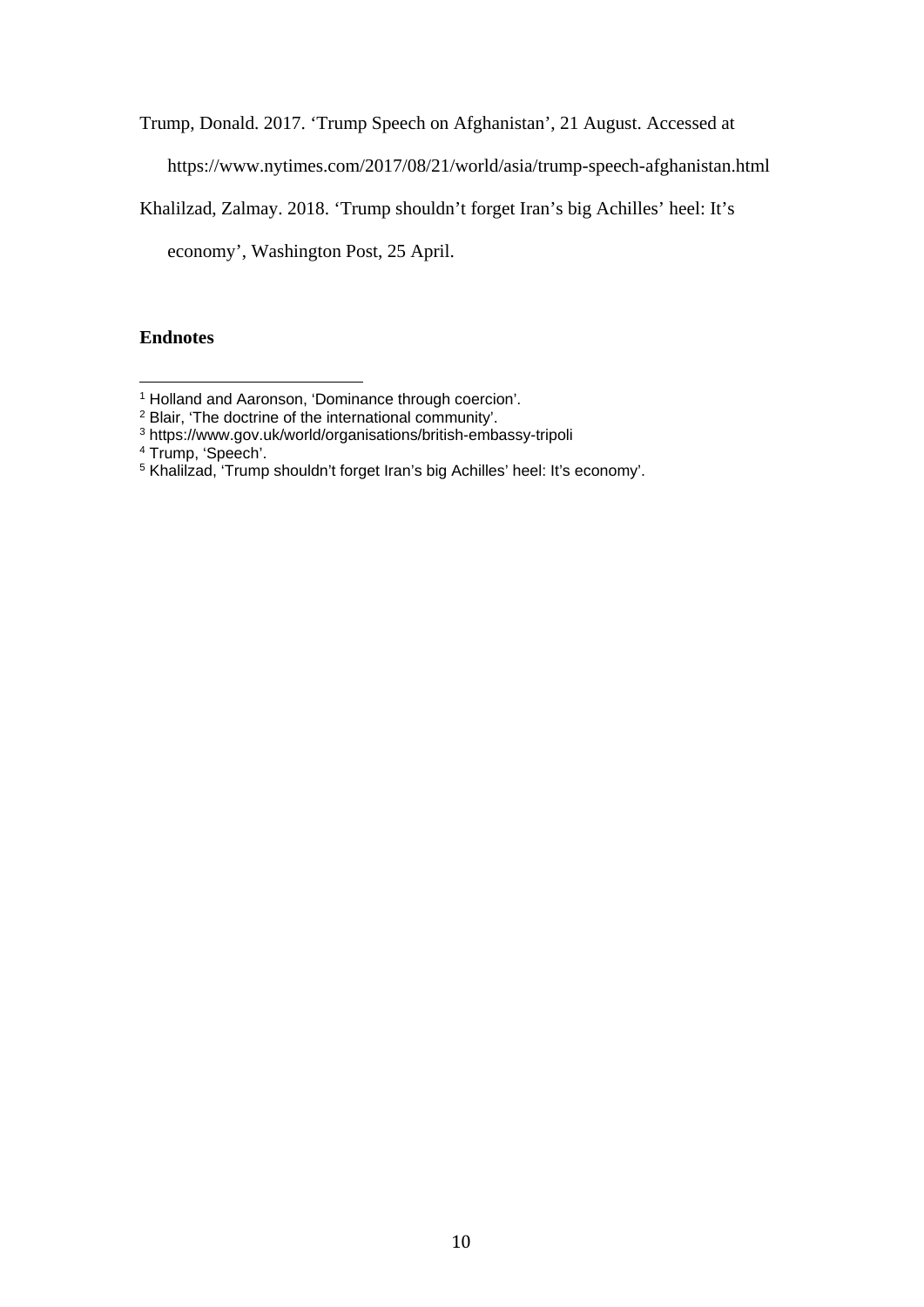Trump, Donald. 2017. 'Trump Speech on Afghanistan', 21 August. Accessed at https://www.nytimes.com/2017/08/21/world/asia/trump-speech-afghanistan.html

Khalilzad, Zalmay. 2018. 'Trump shouldn't forget Iran's big Achilles' heel: It's economy', Washington Post, 25 April.

**Endnotes**

[1] Holland and Aaronson, 'Dominance through coercion'.

[2] Blair, 'The doctrine of the international community'.

[3] https://www.gov.uk/world/organisations/british-embassy-tripoli

[4] Trump, 'Speech'.

[5] Khalilzad, 'Trump shouldn't forget Iran's big Achilles' heel: It's economy'.